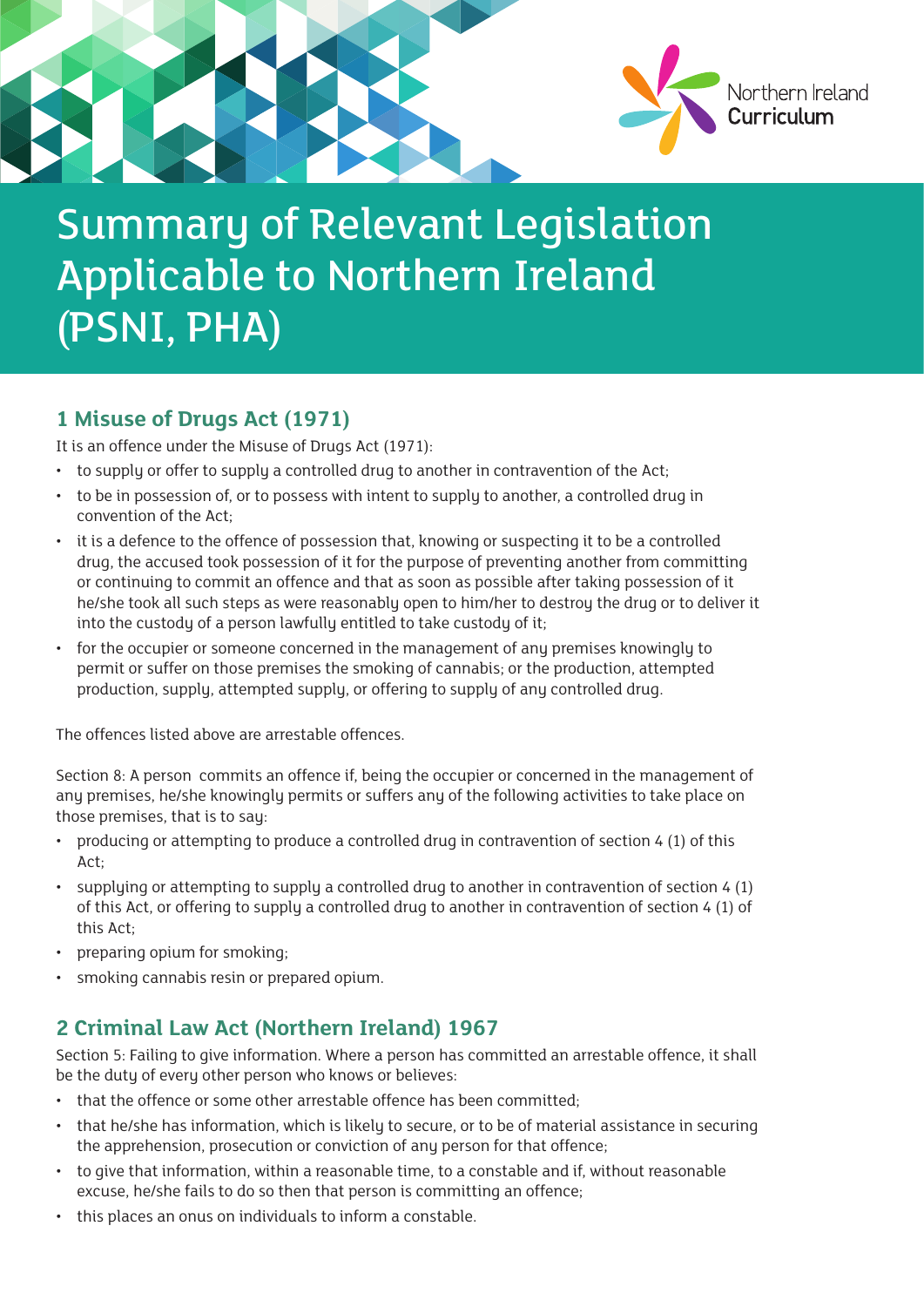# Summary of Relevant Legislation Applicable to Northern Ireland (PSNI, PHA)

## 1 Misuse of Drugs Act (1971)

It is an offence under the Misuse of Drugs Act (1971):

- to supply or offer to supply a controlled drug to another in contravention of the Act;
- to be in possession of, or to possess with intent to supply to another, a controlled drug in convention of the Act;
- it is a defence to the offence of possession that, knowing or suspecting it to be a controlled drug, the accused took possession of it for the purpose of preventing another from committing or continuing to commit an offence and that as soon as possible after taking possession of it he/she took all such steps as were reasonably open to him/her to destroy the drug or to deliver it into the custody of a person lawfully entitled to take custody of it;
- for the occupier or someone concerned in the management of any premises knowingly to permit or suffer on those premises the smoking of cannabis; or the production, attempted production, supply, attempted supply, or offering to supply of any controlled drug.

The offences listed above are arrestable offences.

Section 8: A person commits an offence if, being the occupier or concerned in the management of any premises, he/she knowingly permits or suffers any of the following activities to take place on those premises, that is to say:

- producing or attempting to produce a controlled drug in contravention of section 4 (1) of this Act;
- supplying or attempting to supply a controlled drug to another in contravention of section 4 (1) of this Act, or offering to supply a controlled drug to another in contravention of section 4 (1) of this Act;
- preparing opium for smoking;
- smoking cannabis resin or prepared opium.

## 2 Criminal Law Act (Northern Ireland) 1967

Section 5: Failing to give information. Where a person has committed an arrestable offence, it shall be the duty of every other person who knows or believes:

- that the offence or some other arrestable offence has been committed;
- that he/she has information, which is likely to secure, or to be of material assistance in securing the apprehension, prosecution or conviction of any person for that offence;
- to give that information, within a reasonable time, to a constable and if, without reasonable excuse, he/she fails to do so then that person is committing an offence;
- this places an onus on individuals to inform a constable.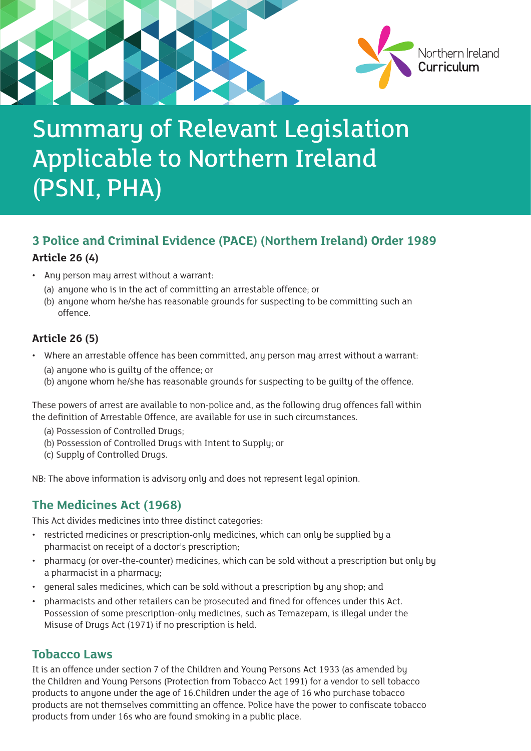# Summary of Relevant Legislation Applicable to Northern Ireland (PSNI, PHA)

## 3 Police and Criminal Evidence (PACE) (Northern Ireland) Order 1989

### Article 26 (4)

- Any person may arrest without a warrant:
  - (a) anyone who is in the act of committing an arrestable offence; or
  - (b) anyone whom he/she has reasonable grounds for suspecting to be committing such an offence.

### Article 26 (5)

- Where an arrestable offence has been committed, any person may arrest without a warrant:
  - (a) anyone who is guilty of the offence; or
  - (b) anyone whom he/she has reasonable grounds for suspecting to be guilty of the offence.

These powers of arrest are available to non-police and, as the following drug offences fall within the definition of Arrestable Offence, are available for use in such circumstances.

(a) Possession of Controlled Drugs;
(b) Possession of Controlled Drugs with Intent to Supply; or
(c) Supply of Controlled Drugs.

NB: The above information is advisory only and does not represent legal opinion.

## The Medicines Act (1968)

This Act divides medicines into three distinct categories:

- restricted medicines or prescription-only medicines, which can only be supplied by a pharmacist on receipt of a doctor's prescription;
- pharmacy (or over-the-counter) medicines, which can be sold without a prescription but only by a pharmacist in a pharmacy;
- general sales medicines, which can be sold without a prescription by any shop; and
- pharmacists and other retailers can be prosecuted and fined for offences under this Act. Possession of some prescription-only medicines, such as Temazepam, is illegal under the Misuse of Drugs Act (1971) if no prescription is held.

## Tobacco Laws

It is an offence under section 7 of the Children and Young Persons Act 1933 (as amended by the Children and Young Persons (Protection from Tobacco Act 1991) for a vendor to sell tobacco products to anyone under the age of 16.Children under the age of 16 who purchase tobacco products are not themselves committing an offence. Police have the power to confiscate tobacco products from under 16s who are found smoking in a public place.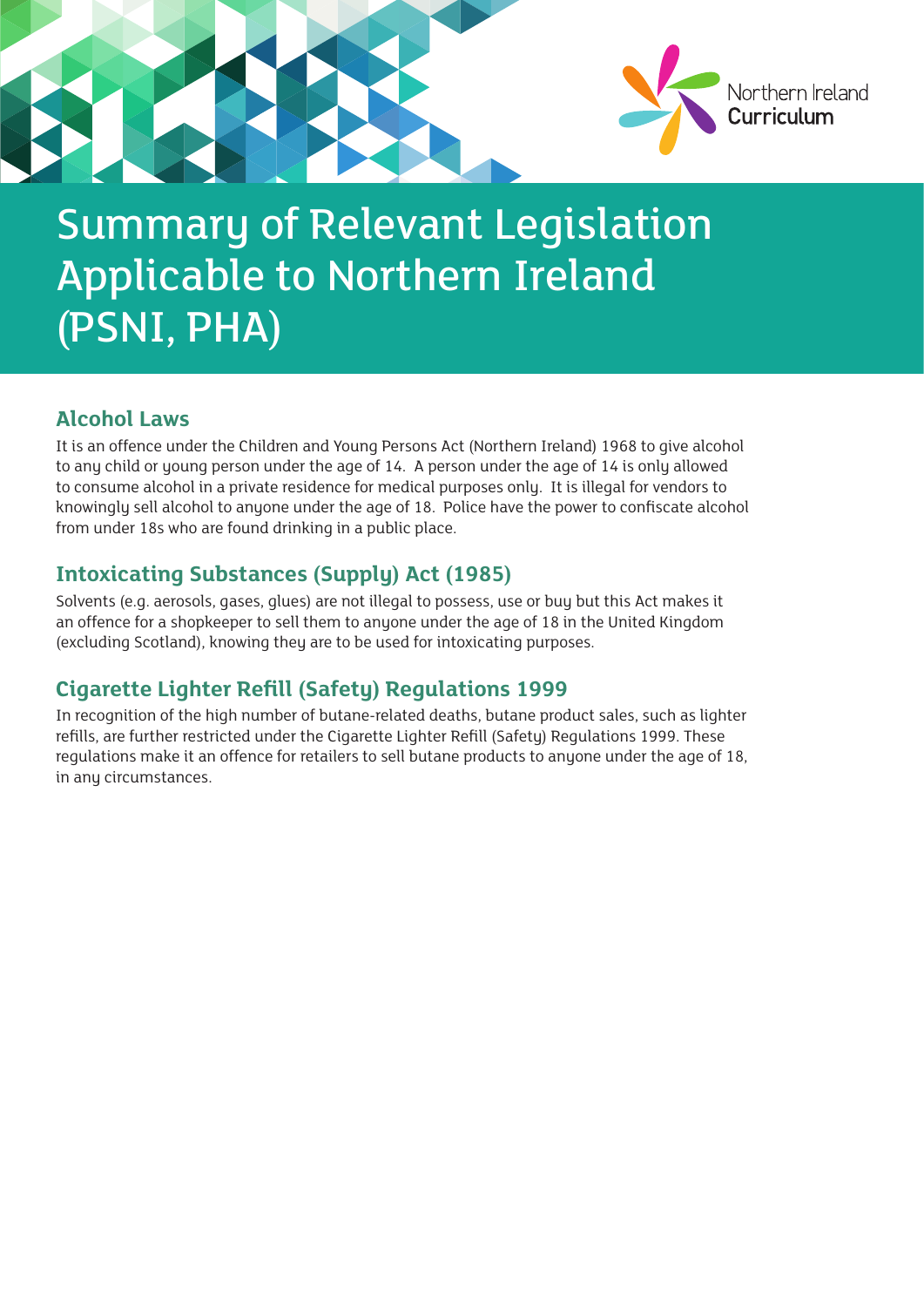# Summary of Relevant Legislation Applicable to Northern Ireland (PSNI, PHA)

## Alcohol Laws

It is an offence under the Children and Young Persons Act (Northern Ireland) 1968 to give alcohol to any child or young person under the age of 14. A person under the age of 14 is only allowed to consume alcohol in a private residence for medical purposes only. It is illegal for vendors to knowingly sell alcohol to anyone under the age of 18. Police have the power to confiscate alcohol from under 18s who are found drinking in a public place.

## Intoxicating Substances (Supply) Act (1985)

Solvents (e.g. aerosols, gases, glues) are not illegal to possess, use or buy but this Act makes it an offence for a shopkeeper to sell them to anyone under the age of 18 in the United Kingdom (excluding Scotland), knowing they are to be used for intoxicating purposes.

## Cigarette Lighter Refill (Safety) Regulations 1999

In recognition of the high number of butane-related deaths, butane product sales, such as lighter refills, are further restricted under the Cigarette Lighter Refill (Safety) Regulations 1999. These regulations make it an offence for retailers to sell butane products to anyone under the age of 18, in any circumstances.